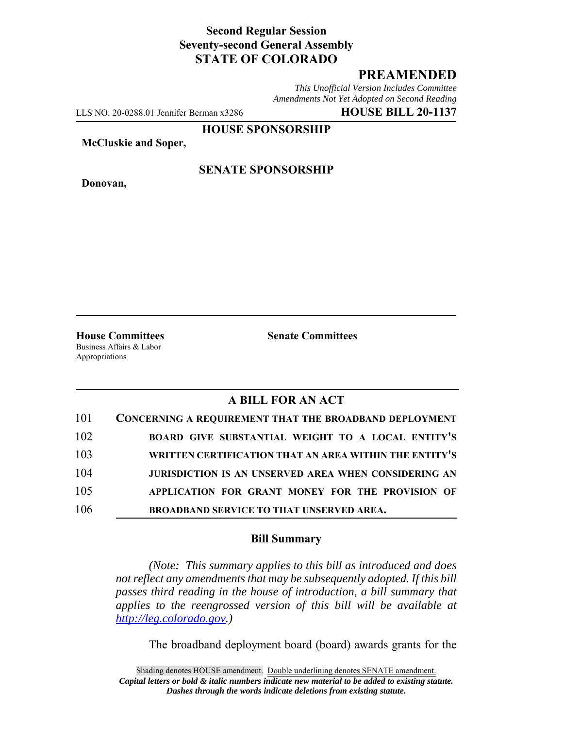**Second Regular Session**
**Seventy-second General Assembly**
**STATE OF COLORADO**

## PREAMENDED

*This Unofficial Version Includes Committee Amendments Not Yet Adopted on Second Reading*

LLS NO. 20-0288.01 Jennifer Berman x3286 **HOUSE BILL 20-1137**

**HOUSE SPONSORSHIP**

**McCluskie and Soper,**

**SENATE SPONSORSHIP**

**Donovan,**

**House Committees**
Business Affairs & Labor
Appropriations

**Senate Committees**

## A BILL FOR AN ACT

101 **CONCERNING A REQUIREMENT THAT THE BROADBAND DEPLOYMENT**
102 **BOARD GIVE SUBSTANTIAL WEIGHT TO A LOCAL ENTITY'S**
103 **WRITTEN CERTIFICATION THAT AN AREA WITHIN THE ENTITY'S**
104 **JURISDICTION IS AN UNSERVED AREA WHEN CONSIDERING AN**
105 **APPLICATION FOR GRANT MONEY FOR THE PROVISION OF**
106 **BROADBAND SERVICE TO THAT UNSERVED AREA.**

### Bill Summary

*(Note: This summary applies to this bill as introduced and does not reflect any amendments that may be subsequently adopted. If this bill passes third reading in the house of introduction, a bill summary that applies to the reengrossed version of this bill will be available at http://leg.colorado.gov.)*

The broadband deployment board (board) awards grants for the

Shading denotes HOUSE amendment. Double underlining denotes SENATE amendment.
*Capital letters or bold & italic numbers indicate new material to be added to existing statute.*
*Dashes through the words indicate deletions from existing statute.*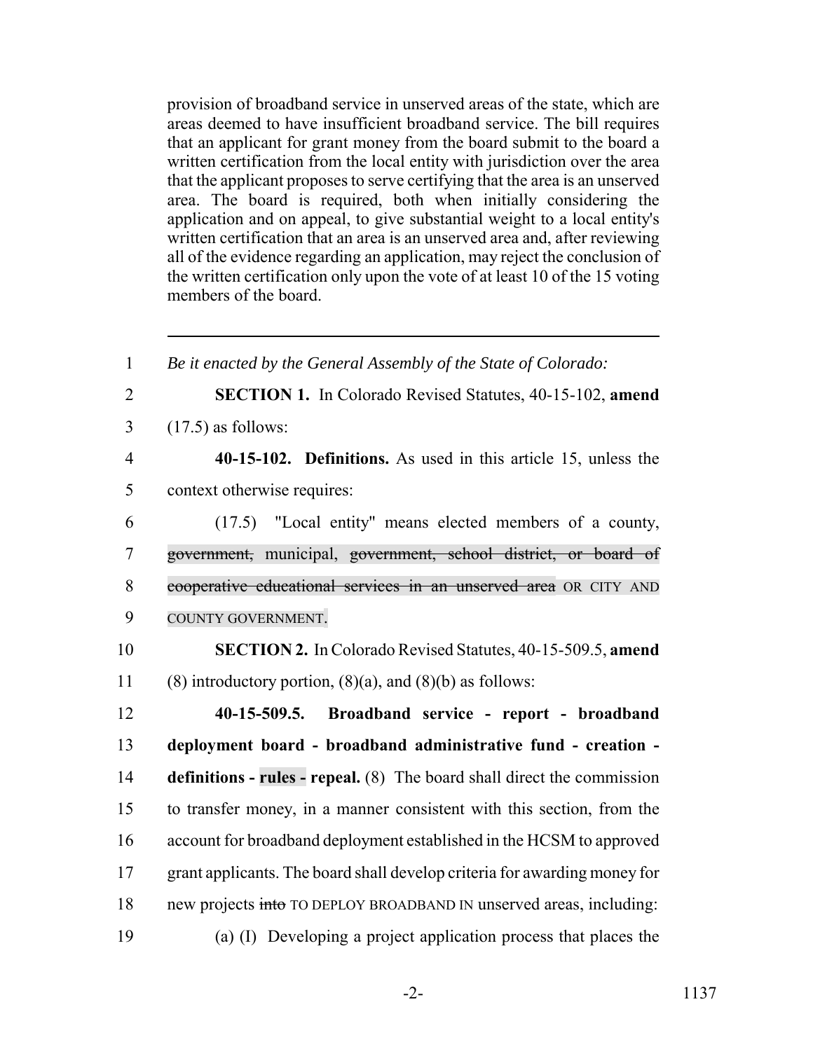provision of broadband service in unserved areas of the state, which are areas deemed to have insufficient broadband service. The bill requires that an applicant for grant money from the board submit to the board a written certification from the local entity with jurisdiction over the area that the applicant proposes to serve certifying that the area is an unserved area. The board is required, both when initially considering the application and on appeal, to give substantial weight to a local entity's written certification that an area is an unserved area and, after reviewing all of the evidence regarding an application, may reject the conclusion of the written certification only upon the vote of at least 10 of the 15 voting members of the board.

---

1 *Be it enacted by the General Assembly of the State of Colorado:*

2 **SECTION 1.** In Colorado Revised Statutes, 40-15-102, **amend**
3 (17.5) as follows:

4 **40-15-102. Definitions.** As used in this article 15, unless the
5 context otherwise requires:

6 (17.5) "Local entity" means elected members of a county,
7 ~~government,~~ municipal, ~~government, school district, or board of~~
8 ~~cooperative educational services in an unserved area~~ OR CITY AND
9 COUNTY GOVERNMENT.

10 **SECTION 2.** In Colorado Revised Statutes, 40-15-509.5, **amend**
11 (8) introductory portion, (8)(a), and (8)(b) as follows:

12 **40-15-509.5. Broadband service - report - broadband**
13 **deployment board - broadband administrative fund - creation -**
14 **definitions - rules - repeal.** (8) The board shall direct the commission
15 to transfer money, in a manner consistent with this section, from the
16 account for broadband deployment established in the HCSM to approved
17 grant applicants. The board shall develop criteria for awarding money for
18 new projects ~~into~~ TO DEPLOY BROADBAND IN unserved areas, including:

19 (a) (I) Developing a project application process that places the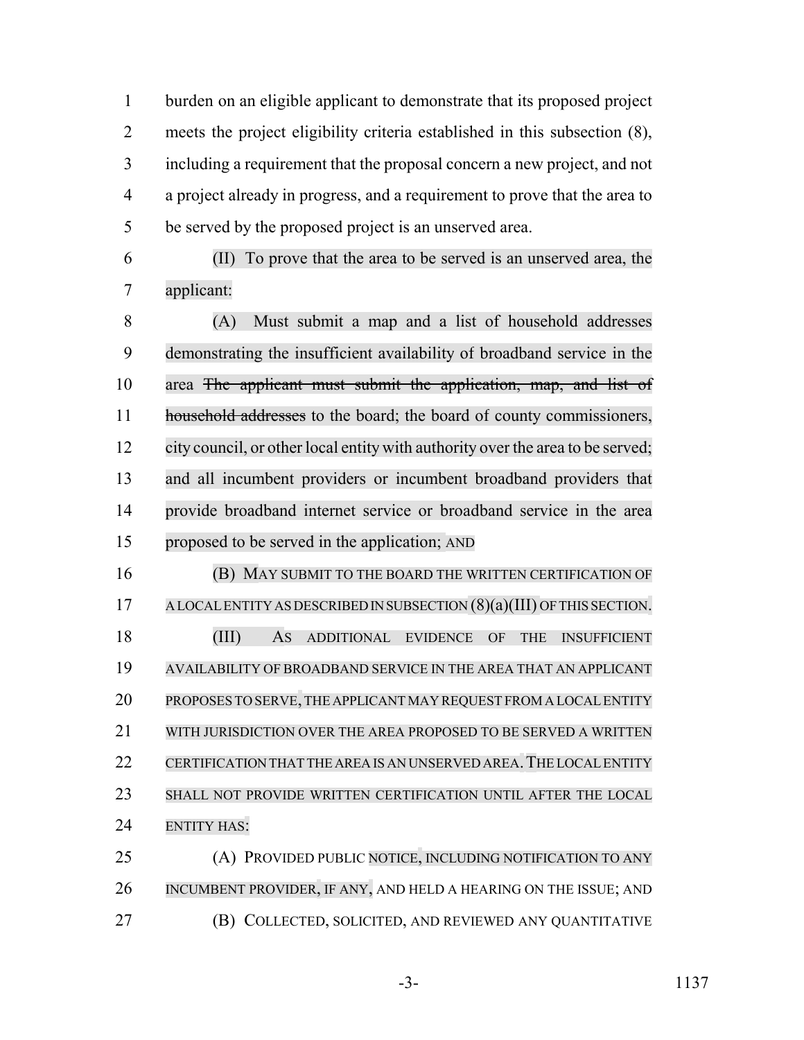burden on an eligible applicant to demonstrate that its proposed project meets the project eligibility criteria established in this subsection (8), including a requirement that the proposal concern a new project, and not a project already in progress, and a requirement to prove that the area to be served by the proposed project is an unserved area.

(II) To prove that the area to be served is an unserved area, the applicant:

(A) Must submit a map and a list of household addresses demonstrating the insufficient availability of broadband service in the area ~~The applicant must submit the application, map, and list of household addresses~~ to the board; the board of county commissioners, city council, or other local entity with authority over the area to be served; and all incumbent providers or incumbent broadband providers that provide broadband internet service or broadband service in the area proposed to be served in the application; AND

(B) MAY SUBMIT TO THE BOARD THE WRITTEN CERTIFICATION OF A LOCAL ENTITY AS DESCRIBED IN SUBSECTION (8)(a)(III) OF THIS SECTION.

(III) AS ADDITIONAL EVIDENCE OF THE INSUFFICIENT AVAILABILITY OF BROADBAND SERVICE IN THE AREA THAT AN APPLICANT PROPOSES TO SERVE, THE APPLICANT MAY REQUEST FROM A LOCAL ENTITY WITH JURISDICTION OVER THE AREA PROPOSED TO BE SERVED A WRITTEN CERTIFICATION THAT THE AREA IS AN UNSERVED AREA. THE LOCAL ENTITY SHALL NOT PROVIDE WRITTEN CERTIFICATION UNTIL AFTER THE LOCAL ENTITY HAS:

(A) PROVIDED PUBLIC NOTICE, INCLUDING NOTIFICATION TO ANY INCUMBENT PROVIDER, IF ANY, AND HELD A HEARING ON THE ISSUE; AND

(B) COLLECTED, SOLICITED, AND REVIEWED ANY QUANTITATIVE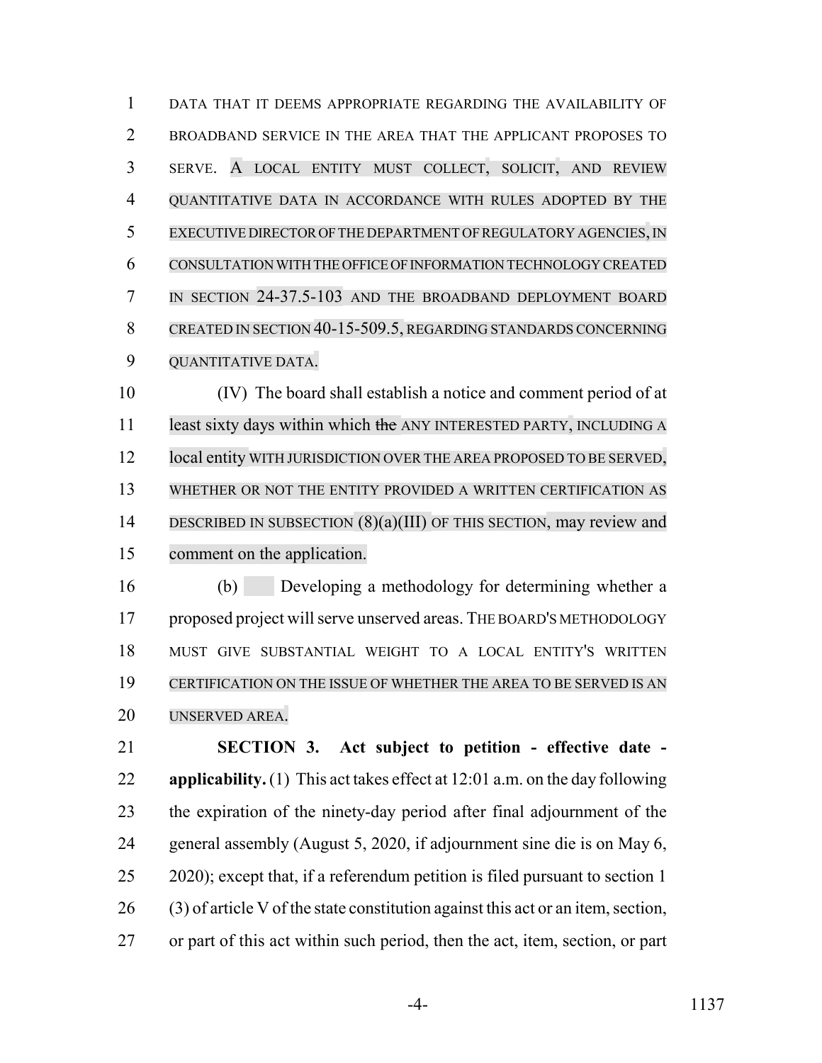DATA THAT IT DEEMS APPROPRIATE REGARDING THE AVAILABILITY OF BROADBAND SERVICE IN THE AREA THAT THE APPLICANT PROPOSES TO SERVE. A LOCAL ENTITY MUST COLLECT, SOLICIT, AND REVIEW QUANTITATIVE DATA IN ACCORDANCE WITH RULES ADOPTED BY THE EXECUTIVE DIRECTOR OF THE DEPARTMENT OF REGULATORY AGENCIES, IN CONSULTATION WITH THE OFFICE OF INFORMATION TECHNOLOGY CREATED IN SECTION 24-37.5-103 AND THE BROADBAND DEPLOYMENT BOARD CREATED IN SECTION 40-15-509.5, REGARDING STANDARDS CONCERNING QUANTITATIVE DATA.

(IV) The board shall establish a notice and comment period of at least sixty days within which ~~the~~ ANY INTERESTED PARTY, INCLUDING A local entity WITH JURISDICTION OVER THE AREA PROPOSED TO BE SERVED, WHETHER OR NOT THE ENTITY PROVIDED A WRITTEN CERTIFICATION AS DESCRIBED IN SUBSECTION (8)(a)(III) OF THIS SECTION, may review and comment on the application.

(b) Developing a methodology for determining whether a proposed project will serve unserved areas. THE BOARD'S METHODOLOGY MUST GIVE SUBSTANTIAL WEIGHT TO A LOCAL ENTITY'S WRITTEN CERTIFICATION ON THE ISSUE OF WHETHER THE AREA TO BE SERVED IS AN UNSERVED AREA.

**SECTION 3. Act subject to petition - effective date - applicability.** (1) This act takes effect at 12:01 a.m. on the day following the expiration of the ninety-day period after final adjournment of the general assembly (August 5, 2020, if adjournment sine die is on May 6, 2020); except that, if a referendum petition is filed pursuant to section 1 (3) of article V of the state constitution against this act or an item, section, or part of this act within such period, then the act, item, section, or part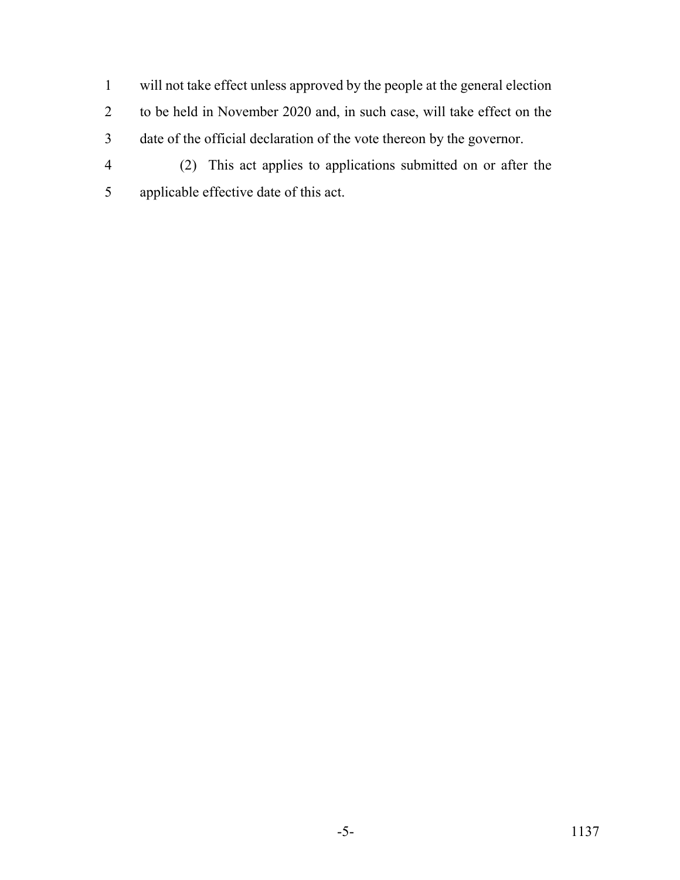will not take effect unless approved by the people at the general election to be held in November 2020 and, in such case, will take effect on the date of the official declaration of the vote thereon by the governor.

(2) This act applies to applications submitted on or after the applicable effective date of this act.